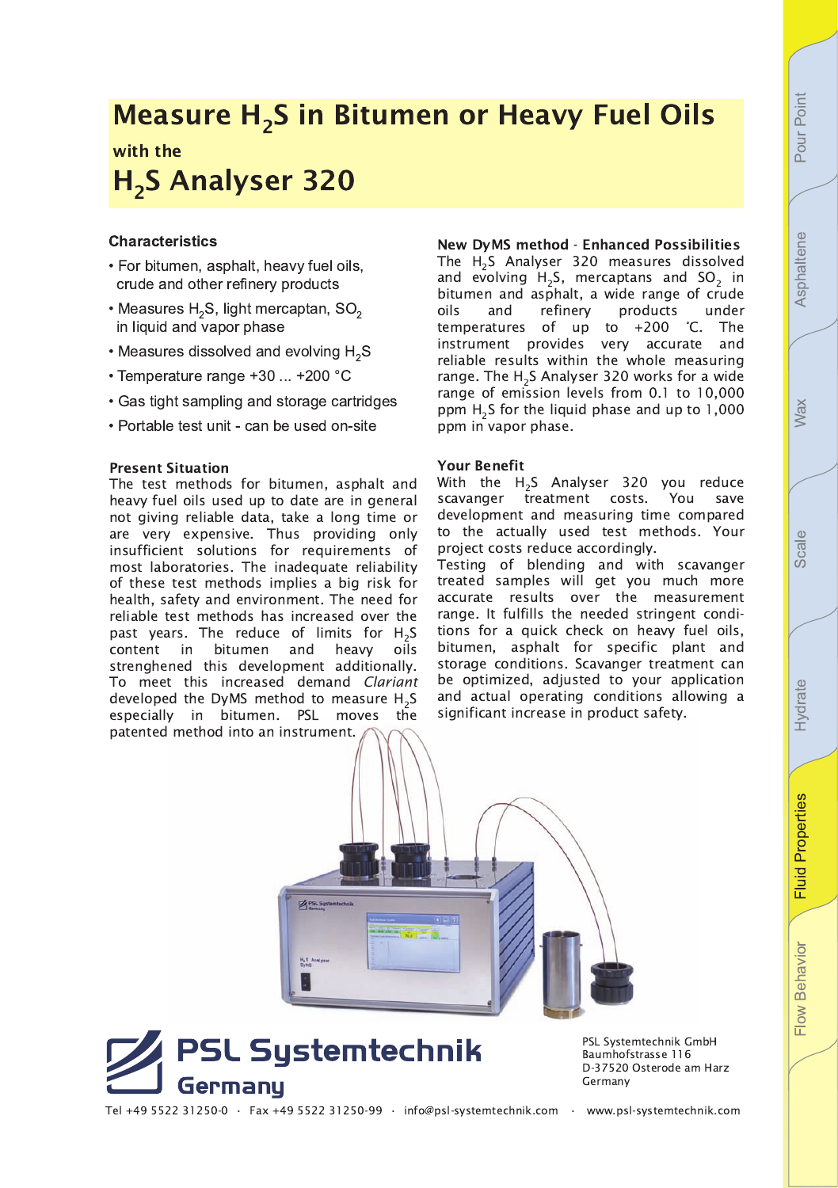# Measure $H_2S$ in Bitumen or Heavy Fuel Oils

with the

# $H_2S$ Analyser 320

### Characteristics

- For bitumen, asphalt, heavy fuel oils, crude and other refinery products
- Measures $H_2S$, light mercaptan, $SO_2$ in liquid and vapor phase
- Measures dissolved and evolving $H_2S$
- Temperature range +30 ... +200 °C
- Gas tight sampling and storage cartridges
- Portable test unit - can be used on-site

### Present Situation

The test methods for bitumen, asphalt and heavy fuel oils used up to date are in general not giving reliable data, take a long time or are very expensive. Thus providing only insufficient solutions for requirements of most laboratories. The inadequate reliability of these test methods implies a big risk for health, safety and environment. The need for reliable test methods has increased over the past years. The reduce of limits for $H_2S$ content in bitumen and heavy oils strenghened this development additionally. To meet this increased demand *Clariant* developed the DyMS method to measure $H_2S$ especially in bitumen. PSL moves the patented method into an instrument.

### New DyMS method - Enhanced Possibilities

The $H_2S$ Analyser 320 measures dissolved and evolving $H_2S$, mercaptans and $SO_2$ in bitumen and asphalt, a wide range of crude oils and refinery products under temperatures of up to +200 °C. The instrument provides very accurate and reliable results within the whole measuring range. The $H_2S$ Analyser 320 works for a wide range of emission levels from 0.1 to 10,000 ppm $H_2S$ for the liquid phase and up to 1,000 ppm in vapor phase.

### Your Benefit

With the $H_2S$ Analyser 320 you reduce scavanger treatment costs. You save development and measuring time compared to the actually used test methods. Your project costs reduce accordingly.

Testing of blending and with scavanger treated samples will get you much more accurate results over the measurement range. It fulfills the needed stringent conditions for a quick check on heavy fuel oils, bitumen, asphalt for specific plant and storage conditions. Scavanger treatment can be optimized, adjusted to your application and actual operating conditions allowing a significant increase in product safety.

**PSL Systemtechnik Germany**

PSL Systemtechnik GmbH
Baumhofstrasse 116
D-37520 Osterode am Harz
Germany

Tel +49 5522 31250-0 · Fax +49 5522 31250-99 · info@psl-systemtechnik.com · www.psl-systemtechnik.com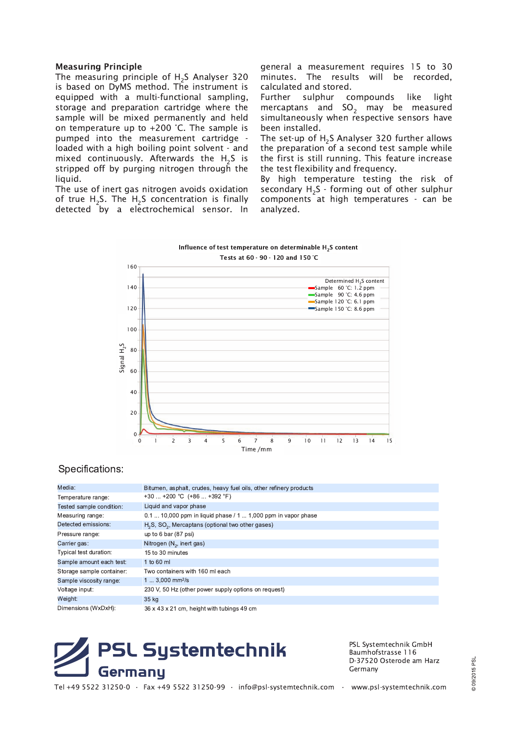## Measuring Principle

The measuring principle of $H_2S$ Analyser 320 is based on DyMS method. The instrument is equipped with a multi-functional sampling, storage and preparation cartridge where the sample will be mixed permanently and held on temperature up to +200 °C. The sample is pumped into the measurement cartridge - loaded with a high boiling point solvent - and mixed continuously. Afterwards the $H_2S$ is stripped off by purging nitrogen through the liquid.

The use of inert gas nitrogen avoids oxidation of true $H_2S$. The $H_2S$ concentration is finally detected by a electrochemical sensor. In general a measurement requires 15 to 30 minutes. The results will be recorded, calculated and stored.

Further sulphur compounds like light mercaptans and $SO_2$ may be measured simultaneously when respective sensors have been installed.

The set-up of $H_2S$ Analyser 320 further allows the preparation of a second test sample while the first is still running. This feature increase the test flexibility and frequency.

By high temperature testing the risk of secondary $H_2S$ - forming out of other sulphur components at high temperatures - can be analyzed.

Influence of test temperature on determinable $H_2S$ content

Tests at 60 - 90 - 120 and 150 °C

Determined $H_2S$ content
Sample 60 °C: 1.2 ppm
Sample 90 °C: 4.6 ppm
Sample 120 °C: 6.1 ppm
Sample 150 °C: 8.6 ppm

Signal $H_2S$
0, 20, 40, 60, 80, 100, 120, 140, 160

Time /mm
0, 1, 2, 3, 4, 5, 6, 7, 8, 9, 10, 11, 12, 13, 14, 15

## Specifications:

| | |
|---|---|
| Media: | Bitumen, asphalt, crudes, heavy fuel oils, other refinery products |
| Temperature range: | +30 ... +200 °C (+86 ... +392 °F) |
| Tested sample condition: | Liquid and vapor phase |
| Measuring range: | 0.1 ... 10,000 ppm in liquid phase / 1 ... 1,000 ppm in vapor phase |
| Detected emissions: | $H_2S$, $SO_2$, Mercaptans (optional two other gases) |
| Pressure range: | up to 6 bar (87 psi) |
| Carrier gas: | Nitrogen ($N_2$, inert gas) |
| Typical test duration: | 15 to 30 minutes |
| Sample amount each test: | 1 to 60 ml |
| Storage sample container: | Two containers with 160 ml each |
| Sample viscosity range: | 1 ... 3,000 mm²/s |
| Voltage input: | 230 V, 50 Hz (other power supply options on request) |
| Weight: | 35 kg |
| Dimensions (WxDxH): | 36 x 43 x 21 cm, height with tubings 49 cm |

PSL Systemtechnik Germany

PSL Systemtechnik GmbH
Baumhofstrasse 116
D-37520 Osterode am Harz
Germany

Tel +49 5522 31250-0 · Fax +49 5522 31250-99 · info@psl-systemtechnik.com · www.psl-systemtechnik.com

© 09/2015 PSL